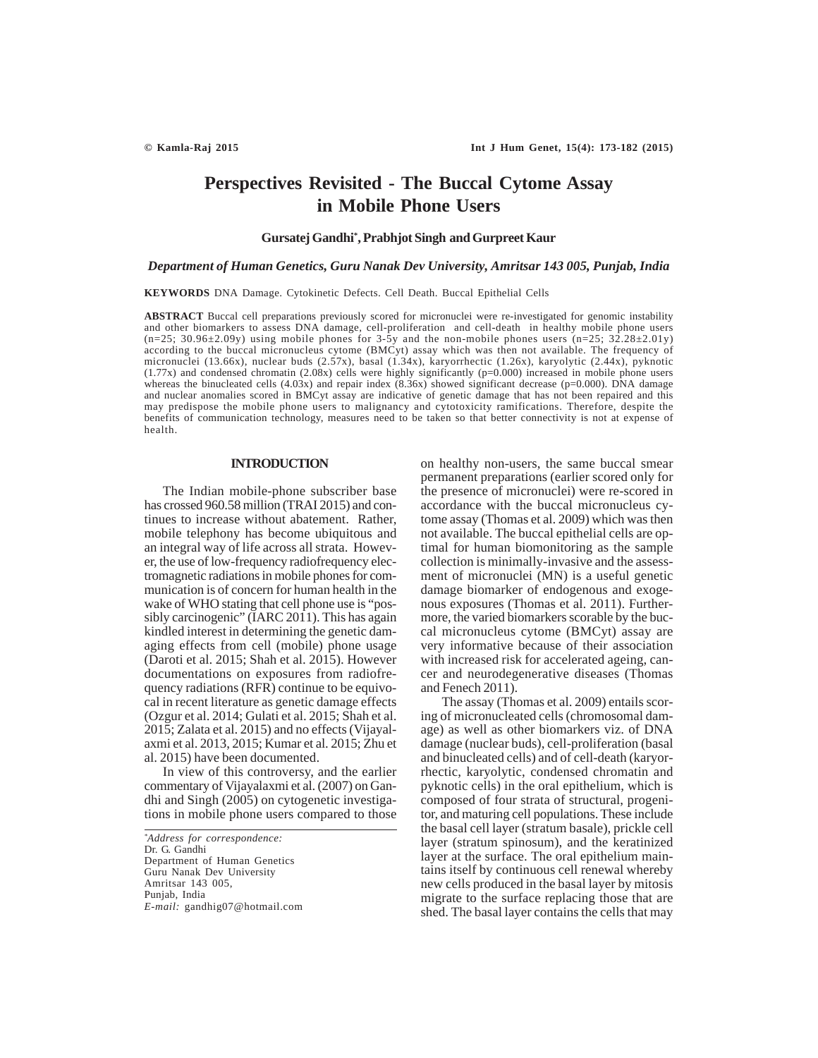# Perspectives Revisited - The Buccal Cytome Assay in Mobile Phone Users

**Gursatej Gandhi*, Prabhjot Singh and Gurpreet Kaur**

*Department of Human Genetics, Guru Nanak Dev University, Amritsar 143 005, Punjab, India*

**KEYWORDS** DNA Damage. Cytokinetic Defects. Cell Death. Buccal Epithelial Cells

**ABSTRACT** Buccal cell preparations previously scored for micronuclei were re-investigated for genomic instability and other biomarkers to assess DNA damage, cell-proliferation and cell-death in healthy mobile phone users (n=25; 30.96±2.09y) using mobile phones for 3-5y and the non-mobile phones users (n=25; 32.28±2.01y) according to the buccal micronucleus cytome (BMCyt) assay which was then not available. The frequency of micronuclei (13.66x), nuclear buds (2.57x), basal (1.34x), karyorrhectic (1.26x), karyolytic (2.44x), pyknotic (1.77x) and condensed chromatin (2.08x) cells were highly significantly (p=0.000) increased in mobile phone users whereas the binucleated cells (4.03x) and repair index (8.36x) showed significant decrease (p=0.000). DNA damage and nuclear anomalies scored in BMCyt assay are indicative of genetic damage that has not been repaired and this may predispose the mobile phone users to malignancy and cytotoxicity ramifications. Therefore, despite the benefits of communication technology, measures need to be taken so that better connectivity is not at expense of health.

## INTRODUCTION

The Indian mobile-phone subscriber base has crossed 960.58 million (TRAI 2015) and continues to increase without abatement. Rather, mobile telephony has become ubiquitous and an integral way of life across all strata. However, the use of low-frequency radiofrequency electromagnetic radiations in mobile phones for communication is of concern for human health in the wake of WHO stating that cell phone use is "possibly carcinogenic" (IARC 2011). This has again kindled interest in determining the genetic damaging effects from cell (mobile) phone usage (Daroti et al. 2015; Shah et al. 2015). However documentations on exposures from radiofrequency radiations (RFR) continue to be equivocal in recent literature as genetic damage effects (Ozgur et al. 2014; Gulati et al. 2015; Shah et al. 2015; Zalata et al. 2015) and no effects (Vijayalaxmi et al. 2013, 2015; Kumar et al. 2015; Zhu et al. 2015) have been documented.

In view of this controversy, and the earlier commentary of Vijayalaxmi et al. (2007) on Gandhi and Singh (2005) on cytogenetic investigations in mobile phone users compared to those on healthy non-users, the same buccal smear permanent preparations (earlier scored only for the presence of micronuclei) were re-scored in accordance with the buccal micronucleus cytome assay (Thomas et al. 2009) which was then not available. The buccal epithelial cells are optimal for human biomonitoring as the sample collection is minimally-invasive and the assessment of micronuclei (MN) is a useful genetic damage biomarker of endogenous and exogenous exposures (Thomas et al. 2011). Furthermore, the varied biomarkers scorable by the buccal micronucleus cytome (BMCyt) assay are very informative because of their association with increased risk for accelerated ageing, cancer and neurodegenerative diseases (Thomas and Fenech 2011).

The assay (Thomas et al. 2009) entails scoring of micronucleated cells (chromosomal damage) as well as other biomarkers viz. of DNA damage (nuclear buds), cell-proliferation (basal and binucleated cells) and of cell-death (karyorrhectic, karyolytic, condensed chromatin and pyknotic cells) in the oral epithelium, which is composed of four strata of structural, progenitor, and maturing cell populations. These include the basal cell layer (stratum basale), prickle cell layer (stratum spinosum), and the keratinized layer at the surface. The oral epithelium maintains itself by continuous cell renewal whereby new cells produced in the basal layer by mitosis migrate to the surface replacing those that are shed. The basal layer contains the cells that may

*Address for correspondence:*
Dr. G. Gandhi
Department of Human Genetics
Guru Nanak Dev University
Amritsar 143 005,
Punjab, India
*E-mail:* gandhig07@hotmail.com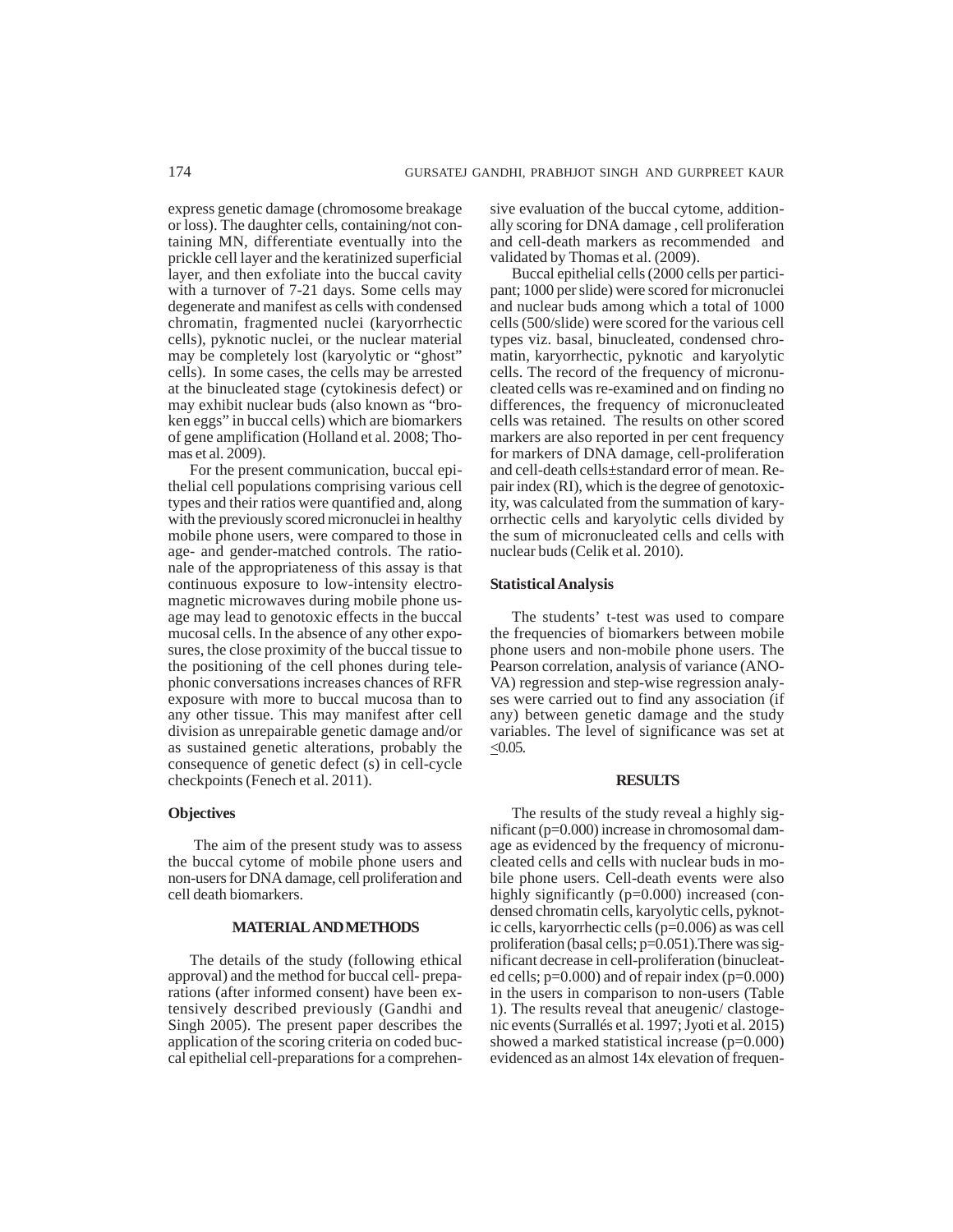express genetic damage (chromosome breakage or loss). The daughter cells, containing/not containing MN, differentiate eventually into the prickle cell layer and the keratinized superficial layer, and then exfoliate into the buccal cavity with a turnover of 7-21 days. Some cells may degenerate and manifest as cells with condensed chromatin, fragmented nuclei (karyorrhectic cells), pyknotic nuclei, or the nuclear material may be completely lost (karyolytic or "ghost" cells). In some cases, the cells may be arrested at the binucleated stage (cytokinesis defect) or may exhibit nuclear buds (also known as "broken eggs" in buccal cells) which are biomarkers of gene amplification (Holland et al. 2008; Thomas et al. 2009).

For the present communication, buccal epithelial cell populations comprising various cell types and their ratios were quantified and, along with the previously scored micronuclei in healthy mobile phone users, were compared to those in age- and gender-matched controls. The rationale of the appropriateness of this assay is that continuous exposure to low-intensity electromagnetic microwaves during mobile phone usage may lead to genotoxic effects in the buccal mucosal cells. In the absence of any other exposures, the close proximity of the buccal tissue to the positioning of the cell phones during telephonic conversations increases chances of RFR exposure with more to buccal mucosa than to any other tissue. This may manifest after cell division as unrepairable genetic damage and/or as sustained genetic alterations, probably the consequence of genetic defect (s) in cell-cycle checkpoints (Fenech et al. 2011).

### Objectives

The aim of the present study was to assess the buccal cytome of mobile phone users and non-users for DNA damage, cell proliferation and cell death biomarkers.

## MATERIAL AND METHODS

The details of the study (following ethical approval) and the method for buccal cell- preparations (after informed consent) have been extensively described previously (Gandhi and Singh 2005). The present paper describes the application of the scoring criteria on coded buccal epithelial cell-preparations for a comprehensive evaluation of the buccal cytome, additionally scoring for DNA damage , cell proliferation and cell-death markers as recommended and validated by Thomas et al. (2009).

Buccal epithelial cells (2000 cells per participant; 1000 per slide) were scored for micronuclei and nuclear buds among which a total of 1000 cells (500/slide) were scored for the various cell types viz. basal, binucleated, condensed chromatin, karyorrhectic, pyknotic and karyolytic cells. The record of the frequency of micronucleated cells was re-examined and on finding no differences, the frequency of micronucleated cells was retained. The results on other scored markers are also reported in per cent frequency for markers of DNA damage, cell-proliferation and cell-death cells±standard error of mean. Repair index (RI), which is the degree of genotoxicity, was calculated from the summation of karyorrhectic cells and karyolytic cells divided by the sum of micronucleated cells and cells with nuclear buds (Celik et al. 2010).

### Statistical Analysis

The students' t-test was used to compare the frequencies of biomarkers between mobile phone users and non-mobile phone users. The Pearson correlation, analysis of variance (ANOVA) regression and step-wise regression analyses were carried out to find any association (if any) between genetic damage and the study variables. The level of significance was set at $\leq 0.05$.

## RESULTS

The results of the study reveal a highly significant (p=0.000) increase in chromosomal damage as evidenced by the frequency of micronucleated cells and cells with nuclear buds in mobile phone users. Cell-death events were also highly significantly (p=0.000) increased (condensed chromatin cells, karyolytic cells, pyknotic cells, karyorrhectic cells (p=0.006) as was cell proliferation (basal cells; p=0.051).There was significant decrease in cell-proliferation (binucleated cells; p=0.000) and of repair index (p=0.000) in the users in comparison to non-users (Table 1). The results reveal that aneugenic/ clastogenic events (Surrallés et al. 1997; Jyoti et al. 2015) showed a marked statistical increase (p=0.000) evidenced as an almost 14x elevation of frequen-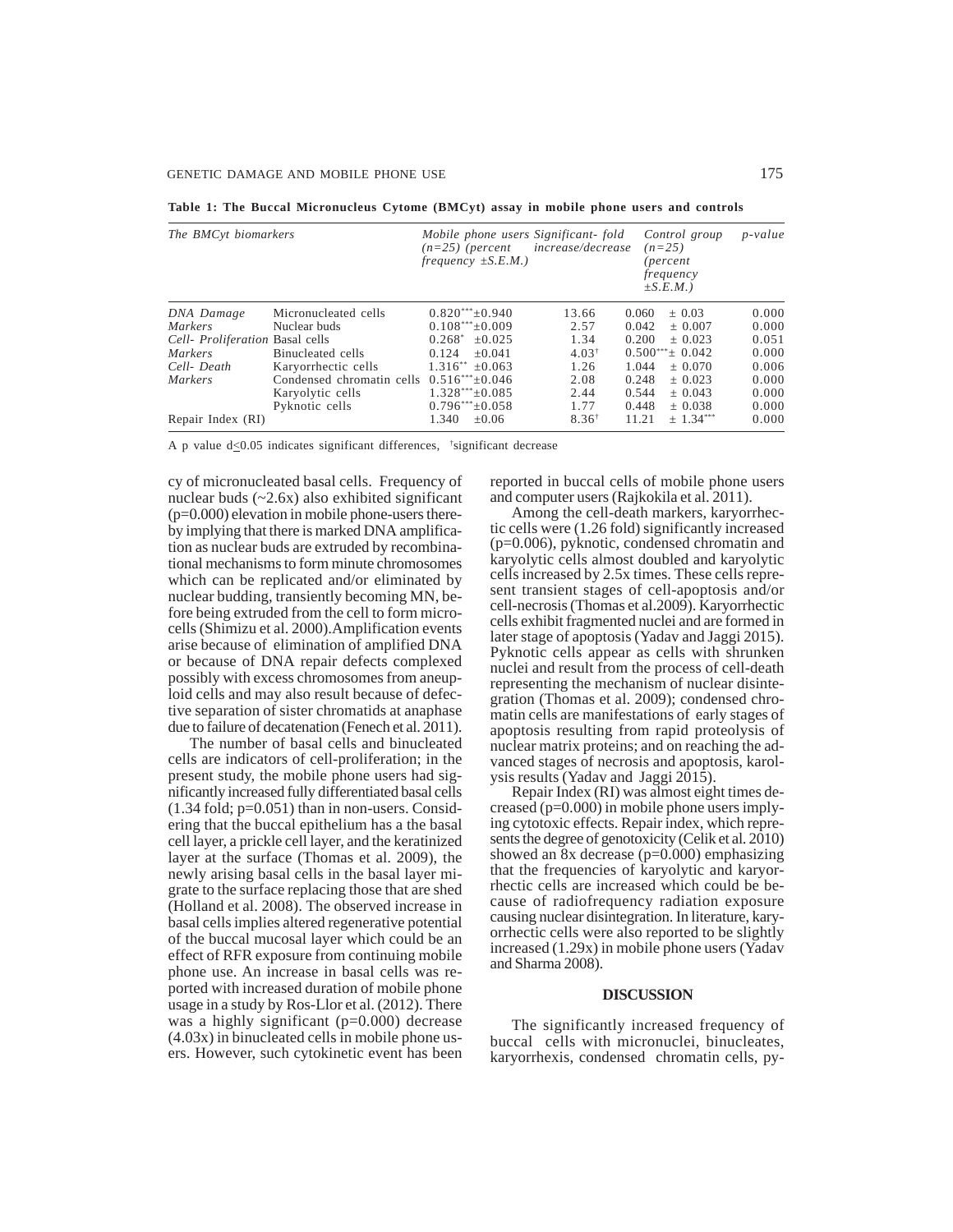**Table 1: The Buccal Micronucleus Cytome (BMCyt) assay in mobile phone users and controls**

| *The BMCyt biomarkers* | | *Mobile phone users (n=25) (percent frequency ±S.E.M.)* | *Significant- fold increase/decrease* | *Control group (n=25) (percent frequency ±S.E.M.)* | *p-value* |
|---|---|---|---|---|---|
| *DNA Damage Markers* | Micronucleated cells | 0.820***±0.940 | 13.66 | 0.060 ± 0.03 | 0.000 |
| | Nuclear buds | 0.108***±0.009 | 2.57 | 0.042 ± 0.007 | 0.000 |
| *Cell- Proliferation Markers* | Basal cells | 0.268* ±0.025 | 1.34 | 0.200 ± 0.023 | 0.051 |
| | Binucleated cells | 0.124 ±0.041 | 4.03† | 0.500***± 0.042 | 0.000 |
| *Cell- Death Markers* | Karyorrhectic cells | 1.316** ±0.063 | 1.26 | 1.044 ± 0.070 | 0.006 |
| | Condensed chromatin cells | 0.516***±0.046 | 2.08 | 0.248 ± 0.023 | 0.000 |
| | Karyolytic cells | 1.328***±0.085 | 2.44 | 0.544 ± 0.043 | 0.000 |
| | Pyknotic cells | 0.796***±0.058 | 1.77 | 0.448 ± 0.038 | 0.000 |
| Repair Index (RI) | | 1.340 ±0.06 | 8.36† | 11.21 ± 1.34*** | 0.000 |

A p value d≤0.05 indicates significant differences, †significant decrease

cy of micronucleated basal cells. Frequency of nuclear buds (~2.6x) also exhibited significant (p=0.000) elevation in mobile phone-users thereby implying that there is marked DNA amplification as nuclear buds are extruded by recombinational mechanisms to form minute chromosomes which can be replicated and/or eliminated by nuclear budding, transiently becoming MN, before being extruded from the cell to form microcells (Shimizu et al. 2000).Amplification events arise because of elimination of amplified DNA or because of DNA repair defects complexed possibly with excess chromosomes from aneuploid cells and may also result because of defective separation of sister chromatids at anaphase due to failure of decatenation (Fenech et al. 2011).

The number of basal cells and binucleated cells are indicators of cell-proliferation; in the present study, the mobile phone users had significantly increased fully differentiated basal cells (1.34 fold; p=0.051) than in non-users. Considering that the buccal epithelium has a the basal cell layer, a prickle cell layer, and the keratinized layer at the surface (Thomas et al. 2009), the newly arising basal cells in the basal layer migrate to the surface replacing those that are shed (Holland et al. 2008). The observed increase in basal cells implies altered regenerative potential of the buccal mucosal layer which could be an effect of RFR exposure from continuing mobile phone use. An increase in basal cells was reported with increased duration of mobile phone usage in a study by Ros-Llor et al. (2012). There was a highly significant (p=0.000) decrease (4.03x) in binucleated cells in mobile phone users. However, such cytokinetic event has been reported in buccal cells of mobile phone users and computer users (Rajkokila et al. 2011).

Among the cell-death markers, karyorrhectic cells were (1.26 fold) significantly increased (p=0.006), pyknotic, condensed chromatin and karyolytic cells almost doubled and karyolytic cells increased by 2.5x times. These cells represent transient stages of cell-apoptosis and/or cell-necrosis (Thomas et al.2009). Karyorrhectic cells exhibit fragmented nuclei and are formed in later stage of apoptosis (Yadav and Jaggi 2015). Pyknotic cells appear as cells with shrunken nuclei and result from the process of cell-death representing the mechanism of nuclear disintegration (Thomas et al. 2009); condensed chromatin cells are manifestations of early stages of apoptosis resulting from rapid proteolysis of nuclear matrix proteins; and on reaching the advanced stages of necrosis and apoptosis, karolysis results (Yadav and Jaggi 2015).

Repair Index (RI) was almost eight times decreased (p=0.000) in mobile phone users implying cytotoxic effects. Repair index, which represents the degree of genotoxicity (Celik et al. 2010) showed an 8x decrease (p=0.000) emphasizing that the frequencies of karyolytic and karyorrhectic cells are increased which could be because of radiofrequency radiation exposure causing nuclear disintegration. In literature, karyorrhectic cells were also reported to be slightly increased (1.29x) in mobile phone users (Yadav and Sharma 2008).

## DISCUSSION

The significantly increased frequency of buccal cells with micronuclei, binucleates, karyorrhexis, condensed chromatin cells, py-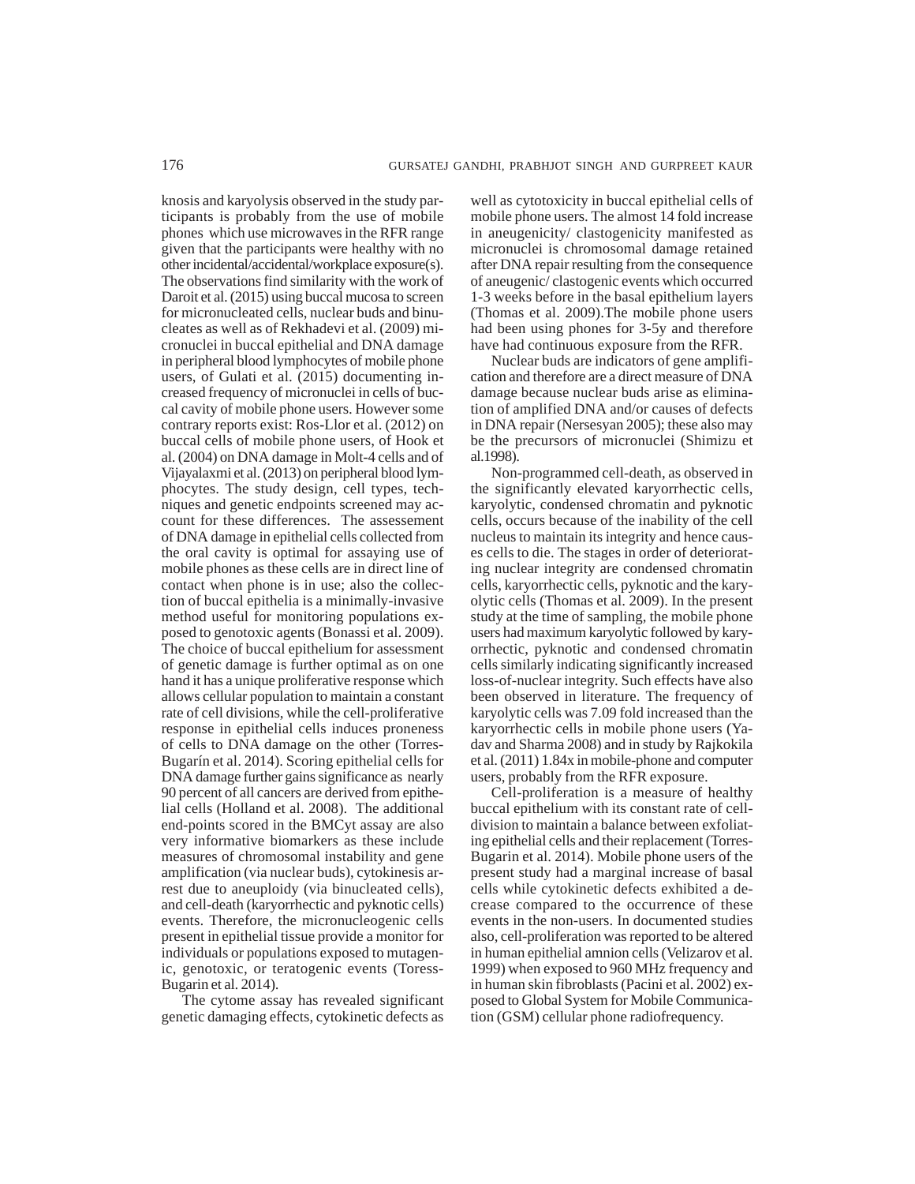knosis and karyolysis observed in the study participants is probably from the use of mobile phones which use microwaves in the RFR range given that the participants were healthy with no other incidental/accidental/workplace exposure(s). The observations find similarity with the work of Daroit et al. (2015) using buccal mucosa to screen for micronucleated cells, nuclear buds and binucleates as well as of Rekhadevi et al. (2009) micronuclei in buccal epithelial and DNA damage in peripheral blood lymphocytes of mobile phone users, of Gulati et al. (2015) documenting increased frequency of micronuclei in cells of buccal cavity of mobile phone users. However some contrary reports exist: Ros-Llor et al. (2012) on buccal cells of mobile phone users, of Hook et al. (2004) on DNA damage in Molt-4 cells and of Vijayalaxmi et al. (2013) on peripheral blood lymphocytes. The study design, cell types, techniques and genetic endpoints screened may account for these differences. The assessement of DNA damage in epithelial cells collected from the oral cavity is optimal for assaying use of mobile phones as these cells are in direct line of contact when phone is in use; also the collection of buccal epithelia is a minimally-invasive method useful for monitoring populations exposed to genotoxic agents (Bonassi et al. 2009). The choice of buccal epithelium for assessment of genetic damage is further optimal as on one hand it has a unique proliferative response which allows cellular population to maintain a constant rate of cell divisions, while the cell-proliferative response in epithelial cells induces proneness of cells to DNA damage on the other (Torres-Bugarín et al. 2014). Scoring epithelial cells for DNA damage further gains significance as nearly 90 percent of all cancers are derived from epithelial cells (Holland et al. 2008). The additional end-points scored in the BMCyt assay are also very informative biomarkers as these include measures of chromosomal instability and gene amplification (via nuclear buds), cytokinesis arrest due to aneuploidy (via binucleated cells), and cell-death (karyorrhectic and pyknotic cells) events. Therefore, the micronucleogenic cells present in epithelial tissue provide a monitor for individuals or populations exposed to mutagenic, genotoxic, or teratogenic events (Toress-Bugarin et al. 2014).

The cytome assay has revealed significant genetic damaging effects, cytokinetic defects as well as cytotoxicity in buccal epithelial cells of mobile phone users. The almost 14 fold increase in aneugenicity/ clastogenicity manifested as micronuclei is chromosomal damage retained after DNA repair resulting from the consequence of aneugenic/ clastogenic events which occurred 1-3 weeks before in the basal epithelium layers (Thomas et al. 2009).The mobile phone users had been using phones for 3-5y and therefore have had continuous exposure from the RFR.

Nuclear buds are indicators of gene amplification and therefore are a direct measure of DNA damage because nuclear buds arise as elimination of amplified DNA and/or causes of defects in DNA repair (Nersesyan 2005); these also may be the precursors of micronuclei (Shimizu et al.1998).

Non-programmed cell-death, as observed in the significantly elevated karyorrhectic cells, karyolytic, condensed chromatin and pyknotic cells, occurs because of the inability of the cell nucleus to maintain its integrity and hence causes cells to die. The stages in order of deteriorating nuclear integrity are condensed chromatin cells, karyorrhectic cells, pyknotic and the karyolytic cells (Thomas et al. 2009). In the present study at the time of sampling, the mobile phone users had maximum karyolytic followed by karyorrhectic, pyknotic and condensed chromatin cells similarly indicating significantly increased loss-of-nuclear integrity. Such effects have also been observed in literature. The frequency of karyolytic cells was 7.09 fold increased than the karyorrhectic cells in mobile phone users (Yadav and Sharma 2008) and in study by Rajkokila et al. (2011) 1.84x in mobile-phone and computer users, probably from the RFR exposure.

Cell-proliferation is a measure of healthy buccal epithelium with its constant rate of cell-division to maintain a balance between exfoliating epithelial cells and their replacement (Torres-Bugarin et al. 2014). Mobile phone users of the present study had a marginal increase of basal cells while cytokinetic defects exhibited a decrease compared to the occurrence of these events in the non-users. In documented studies also, cell-proliferation was reported to be altered in human epithelial amnion cells (Velizarov et al. 1999) when exposed to 960 MHz frequency and in human skin fibroblasts (Pacini et al. 2002) exposed to Global System for Mobile Communication (GSM) cellular phone radiofrequency.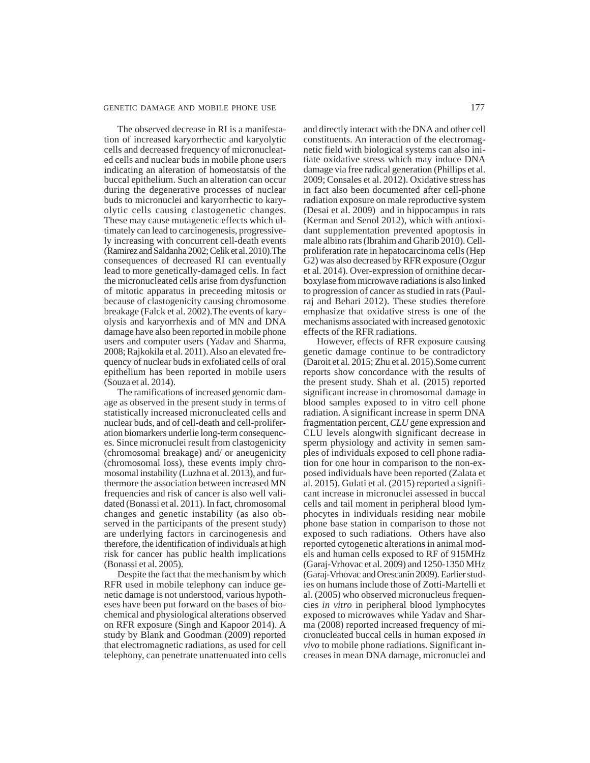The observed decrease in RI is a manifestation of increased karyorrhectic and karyolytic cells and decreased frequency of micronucleated cells and nuclear buds in mobile phone users indicating an alteration of homeostatsis of the buccal epithelium. Such an alteration can occur during the degenerative processes of nuclear buds to micronuclei and karyorrhectic to karyolytic cells causing clastogenetic changes. These may cause mutagenetic effects which ultimately can lead to carcinogenesis, progressively increasing with concurrent cell-death events (Ramirez and Saldanha 2002; Celik et al. 2010).The consequences of decreased RI can eventually lead to more genetically-damaged cells. In fact the micronucleated cells arise from dysfunction of mitotic apparatus in preceeding mitosis or because of clastogenicity causing chromosome breakage (Falck et al. 2002).The events of karyolysis and karyorrhexis and of MN and DNA damage have also been reported in mobile phone users and computer users (Yadav and Sharma, 2008; Rajkokila et al. 2011). Also an elevated frequency of nuclear buds in exfoliated cells of oral epithelium has been reported in mobile users (Souza et al. 2014).

The ramifications of increased genomic damage as observed in the present study in terms of statistically increased micronucleated cells and nuclear buds, and of cell-death and cell-proliferation biomarkers underlie long-term consequences. Since micronuclei result from clastogenicity (chromosomal breakage) and/ or aneugenicity (chromosomal loss), these events imply chromosomal instability (Luzhna et al. 2013), and furthermore the association between increased MN frequencies and risk of cancer is also well validated (Bonassi et al. 2011). In fact, chromosomal changes and genetic instability (as also observed in the participants of the present study) are underlying factors in carcinogenesis and therefore, the identification of individuals at high risk for cancer has public health implications (Bonassi et al. 2005).

Despite the fact that the mechanism by which RFR used in mobile telephony can induce genetic damage is not understood, various hypotheses have been put forward on the bases of biochemical and physiological alterations observed on RFR exposure (Singh and Kapoor 2014). A study by Blank and Goodman (2009) reported that electromagnetic radiations, as used for cell telephony, can penetrate unattenuated into cells and directly interact with the DNA and other cell constituents. An interaction of the electromagnetic field with biological systems can also initiate oxidative stress which may induce DNA damage via free radical generation (Phillips et al. 2009; Consales et al. 2012). Oxidative stress has in fact also been documented after cell-phone radiation exposure on male reproductive system (Desai et al. 2009) and in hippocampus in rats (Kerman and Senol 2012), which with antioxidant supplementation prevented apoptosis in male albino rats (Ibrahim and Gharib 2010). Cell-proliferation rate in hepatocarcinoma cells (Hep G2) was also decreased by RFR exposure (Ozgur et al. 2014). Over-expression of ornithine decarboxylase from microwave radiations is also linked to progression of cancer as studied in rats (Paulraj and Behari 2012). These studies therefore emphasize that oxidative stress is one of the mechanisms associated with increased genotoxic effects of the RFR radiations.

However, effects of RFR exposure causing genetic damage continue to be contradictory (Daroit et al. 2015; Zhu et al. 2015).Some current reports show concordance with the results of the present study. Shah et al. (2015) reported significant increase in chromosomal damage in blood samples exposed to in vitro cell phone radiation. A significant increase in sperm DNA fragmentation percent, *CLU* gene expression and CLU levels alongwith significant decrease in sperm physiology and activity in semen samples of individuals exposed to cell phone radiation for one hour in comparison to the non-exposed individuals have been reported (Zalata et al. 2015). Gulati et al. (2015) reported a significant increase in micronuclei assessed in buccal cells and tail moment in peripheral blood lymphocytes in individuals residing near mobile phone base station in comparison to those not exposed to such radiations. Others have also reported cytogenetic alterations in animal models and human cells exposed to RF of 915MHz (Garaj-Vrhovac et al. 2009) and 1250-1350 MHz (Garaj-Vrhovac and Orescanin 2009). Earlier studies on humans include those of Zotti-Martelli et al. (2005) who observed micronucleus frequencies *in vitro* in peripheral blood lymphocytes exposed to microwaves while Yadav and Sharma (2008) reported increased frequency of micronucleated buccal cells in human exposed *in vivo* to mobile phone radiations. Significant increases in mean DNA damage, micronuclei and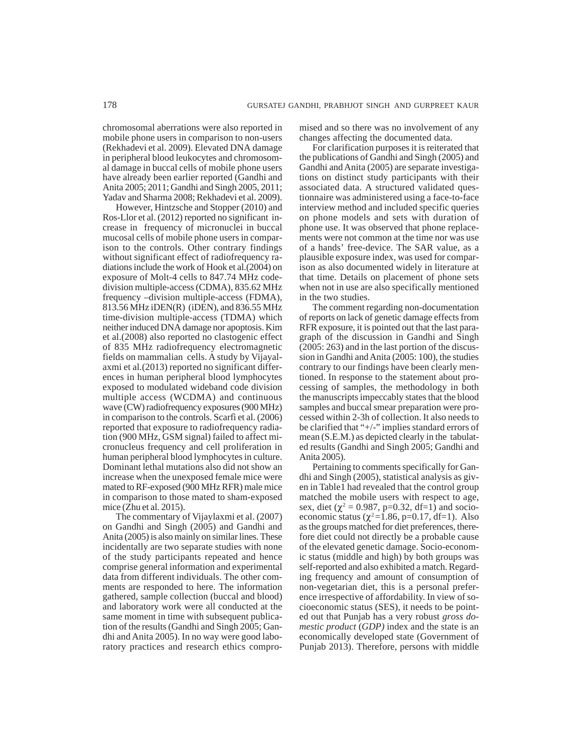chromosomal aberrations were also reported in mobile phone users in comparison to non-users (Rekhadevi et al. 2009). Elevated DNA damage in peripheral blood leukocytes and chromosomal damage in buccal cells of mobile phone users have already been earlier reported (Gandhi and Anita 2005; 2011; Gandhi and Singh 2005, 2011; Yadav and Sharma 2008; Rekhadevi et al. 2009).

However, Hintzsche and Stopper (2010) and Ros-Llor et al. (2012) reported no significant increase in frequency of micronuclei in buccal mucosal cells of mobile phone users in comparison to the controls. Other contrary findings without significant effect of radiofrequency radiations include the work of Hook et al.(2004) on exposure of Molt-4 cells to 847.74 MHz code-division multiple-access (CDMA), 835.62 MHz frequency –division multiple-access (FDMA), 813.56 MHz iDEN(R) (iDEN), and 836.55 MHz time-division multiple-access (TDMA) which neither induced DNA damage nor apoptosis. Kim et al.(2008) also reported no clastogenic effect of 835 MHz radiofrequency electromagnetic fields on mammalian cells. A study by Vijayalaxmi et al.(2013) reported no significant differences in human peripheral blood lymphocytes exposed to modulated wideband code division multiple access (WCDMA) and continuous wave (CW) radiofrequency exposures (900 MHz) in comparison to the controls. Scarfi et al. (2006) reported that exposure to radiofrequency radiation (900 MHz, GSM signal) failed to affect micronucleus frequency and cell proliferation in human peripheral blood lymphocytes in culture. Dominant lethal mutations also did not show an increase when the unexposed female mice were mated to RF-exposed (900 MHz RFR) male mice in comparison to those mated to sham-exposed mice (Zhu et al. 2015).

The commentary of Vijaylaxmi et al. (2007) on Gandhi and Singh (2005) and Gandhi and Anita (2005) is also mainly on similar lines. These incidentally are two separate studies with none of the study participants repeated and hence comprise general information and experimental data from different individuals. The other comments are responded to here. The information gathered, sample collection (buccal and blood) and laboratory work were all conducted at the same moment in time with subsequent publication of the results (Gandhi and Singh 2005; Gandhi and Anita 2005). In no way were good laboratory practices and research ethics compromised and so there was no involvement of any changes affecting the documented data.

For clarification purposes it is reiterated that the publications of Gandhi and Singh (2005) and Gandhi and Anita (2005) are separate investigations on distinct study participants with their associated data. A structured validated questionnaire was administered using a face-to-face interview method and included specific queries on phone models and sets with duration of phone use. It was observed that phone replacements were not common at the time nor was use of a hands' free-device. The SAR value, as a plausible exposure index, was used for comparison as also documented widely in literature at that time. Details on placement of phone sets when not in use are also specifically mentioned in the two studies.

The comment regarding non-documentation of reports on lack of genetic damage effects from RFR exposure, it is pointed out that the last paragraph of the discussion in Gandhi and Singh (2005: 263) and in the last portion of the discussion in Gandhi and Anita (2005: 100), the studies contrary to our findings have been clearly mentioned. In response to the statement about processing of samples, the methodology in both the manuscripts impeccably states that the blood samples and buccal smear preparation were processed within 2-3h of collection. It also needs to be clarified that "+/-" implies standard errors of mean (S.E.M.) as depicted clearly in the tabulated results (Gandhi and Singh 2005; Gandhi and Anita 2005).

Pertaining to comments specifically for Gandhi and Singh (2005), statistical analysis as given in Table1 had revealed that the control group matched the mobile users with respect to age, sex, diet ($\chi^2 = 0.987$, p=0.32, df=1) and socioeconomic status ($\chi^2=1.86$, p=0.17, df=1). Also as the groups matched for diet preferences, therefore diet could not directly be a probable cause of the elevated genetic damage. Socio-economic status (middle and high) by both groups was self-reported and also exhibited a match. Regarding frequency and amount of consumption of non-vegetarian diet, this is a personal preference irrespective of affordability. In view of socioeconomic status (SES), it needs to be pointed out that Punjab has a very robust *gross domestic product* (*GDP)* index and the state is an economically developed state (Government of Punjab 2013). Therefore, persons with middle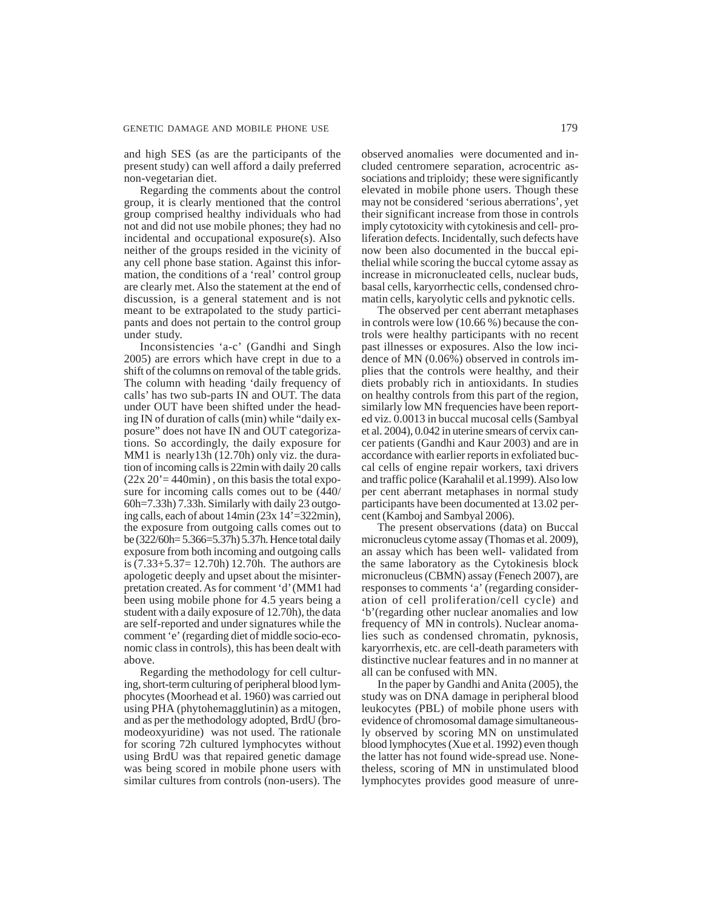and high SES (as are the participants of the present study) can well afford a daily preferred non-vegetarian diet.

Regarding the comments about the control group, it is clearly mentioned that the control group comprised healthy individuals who had not and did not use mobile phones; they had no incidental and occupational exposure(s). Also neither of the groups resided in the vicinity of any cell phone base station. Against this information, the conditions of a 'real' control group are clearly met. Also the statement at the end of discussion, is a general statement and is not meant to be extrapolated to the study participants and does not pertain to the control group under study.

Inconsistencies 'a-c' (Gandhi and Singh 2005) are errors which have crept in due to a shift of the columns on removal of the table grids. The column with heading 'daily frequency of calls' has two sub-parts IN and OUT. The data under OUT have been shifted under the heading IN of duration of calls (min) while "daily exposure" does not have IN and OUT categorizations. So accordingly, the daily exposure for MM1 is nearly13h (12.70h) only viz. the duration of incoming calls is 22min with daily 20 calls (22x 20'= 440min) , on this basis the total exposure for incoming calls comes out to be (440/ 60h=7.33h) 7.33h. Similarly with daily 23 outgoing calls, each of about 14min (23x 14'=322min), the exposure from outgoing calls comes out to be (322/60h= 5.366=5.37h) 5.37h. Hence total daily exposure from both incoming and outgoing calls is (7.33+5.37= 12.70h) 12.70h. The authors are apologetic deeply and upset about the misinterpretation created. As for comment 'd' (MM1 had been using mobile phone for 4.5 years being a student with a daily exposure of 12.70h), the data are self-reported and under signatures while the comment 'e' (regarding diet of middle socio-economic class in controls), this has been dealt with above.

Regarding the methodology for cell culturing, short-term culturing of peripheral blood lymphocytes (Moorhead et al. 1960) was carried out using PHA (phytohemagglutinin) as a mitogen, and as per the methodology adopted, BrdU (bromodeoxyuridine) was not used. The rationale for scoring 72h cultured lymphocytes without using BrdU was that repaired genetic damage was being scored in mobile phone users with similar cultures from controls (non-users). The observed anomalies were documented and included centromere separation, acrocentric associations and triploidy; these were significantly elevated in mobile phone users. Though these may not be considered 'serious aberrations', yet their significant increase from those in controls imply cytotoxicity with cytokinesis and cell- proliferation defects. Incidentally, such defects have now been also documented in the buccal epithelial while scoring the buccal cytome assay as increase in micronucleated cells, nuclear buds, basal cells, karyorrhectic cells, condensed chromatin cells, karyolytic cells and pyknotic cells.

The observed per cent aberrant metaphases in controls were low (10.66 %) because the controls were healthy participants with no recent past illnesses or exposures. Also the low incidence of MN (0.06%) observed in controls implies that the controls were healthy, and their diets probably rich in antioxidants. In studies on healthy controls from this part of the region, similarly low MN frequencies have been reported viz. 0.0013 in buccal mucosal cells (Sambyal et al. 2004), 0.042 in uterine smears of cervix cancer patients (Gandhi and Kaur 2003) and are in accordance with earlier reports in exfoliated buccal cells of engine repair workers, taxi drivers and traffic police (Karahalil et al.1999). Also low per cent aberrant metaphases in normal study participants have been documented at 13.02 percent (Kamboj and Sambyal 2006).

The present observations (data) on Buccal micronucleus cytome assay (Thomas et al. 2009), an assay which has been well- validated from the same laboratory as the Cytokinesis block micronucleus (CBMN) assay (Fenech 2007), are responses to comments 'a' (regarding consideration of cell proliferation/cell cycle) and 'b'(regarding other nuclear anomalies and low frequency of MN in controls). Nuclear anomalies such as condensed chromatin, pyknosis, karyorrhexis, etc. are cell-death parameters with distinctive nuclear features and in no manner at all can be confused with MN.

In the paper by Gandhi and Anita (2005), the study was on DNA damage in peripheral blood leukocytes (PBL) of mobile phone users with evidence of chromosomal damage simultaneously observed by scoring MN on unstimulated blood lymphocytes (Xue et al. 1992) even though the latter has not found wide-spread use. Nonetheless, scoring of MN in unstimulated blood lymphocytes provides good measure of unre-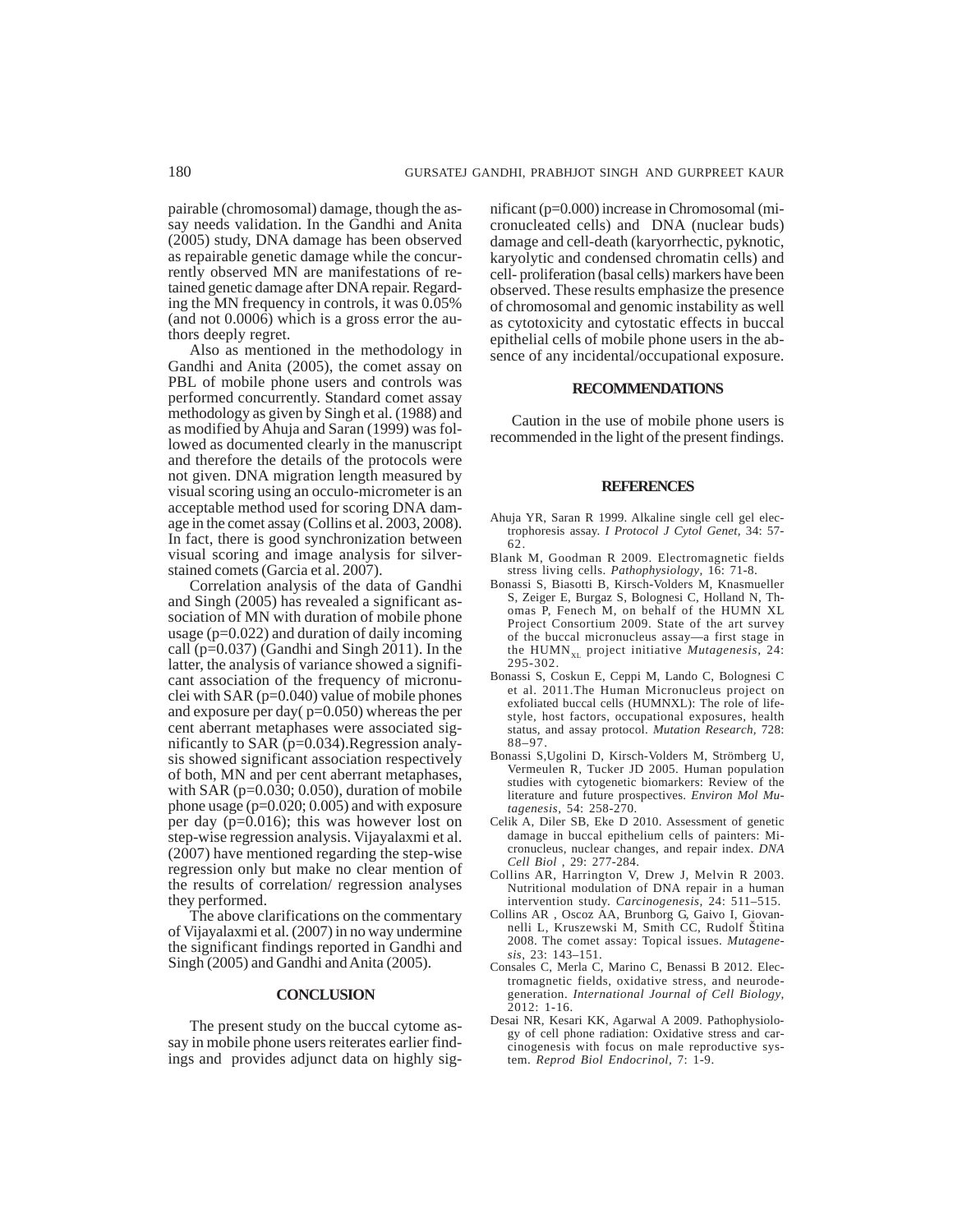pairable (chromosomal) damage, though the assay needs validation. In the Gandhi and Anita (2005) study, DNA damage has been observed as repairable genetic damage while the concurrently observed MN are manifestations of retained genetic damage after DNA repair. Regarding the MN frequency in controls, it was 0.05% (and not 0.0006) which is a gross error the authors deeply regret.

Also as mentioned in the methodology in Gandhi and Anita (2005), the comet assay on PBL of mobile phone users and controls was performed concurrently. Standard comet assay methodology as given by Singh et al. (1988) and as modified by Ahuja and Saran (1999) was followed as documented clearly in the manuscript and therefore the details of the protocols were not given. DNA migration length measured by visual scoring using an occulo-micrometer is an acceptable method used for scoring DNA damage in the comet assay (Collins et al. 2003, 2008). In fact, there is good synchronization between visual scoring and image analysis for silver-stained comets (Garcia et al. 2007).

Correlation analysis of the data of Gandhi and Singh (2005) has revealed a significant association of MN with duration of mobile phone usage (p=0.022) and duration of daily incoming call (p=0.037) (Gandhi and Singh 2011). In the latter, the analysis of variance showed a significant association of the frequency of micronuclei with SAR (p=0.040) value of mobile phones and exposure per day( p=0.050) whereas the per cent aberrant metaphases were associated significantly to SAR (p=0.034).Regression analysis showed significant association respectively of both, MN and per cent aberrant metaphases, with SAR (p=0.030; 0.050), duration of mobile phone usage (p=0.020; 0.005) and with exposure per day (p=0.016); this was however lost on step-wise regression analysis. Vijayalaxmi et al. (2007) have mentioned regarding the step-wise regression only but make no clear mention of the results of correlation/ regression analyses they performed.

The above clarifications on the commentary of Vijayalaxmi et al. (2007) in no way undermine the significant findings reported in Gandhi and Singh (2005) and Gandhi and Anita (2005).

## CONCLUSION

The present study on the buccal cytome assay in mobile phone users reiterates earlier findings and provides adjunct data on highly significant (p=0.000) increase in Chromosomal (micronucleated cells) and DNA (nuclear buds) damage and cell-death (karyorrhectic, pyknotic, karyolytic and condensed chromatin cells) and cell- proliferation (basal cells) markers have been observed. These results emphasize the presence of chromosomal and genomic instability as well as cytotoxicity and cytostatic effects in buccal epithelial cells of mobile phone users in the absence of any incidental/occupational exposure.

## RECOMMENDATIONS

Caution in the use of mobile phone users is recommended in the light of the present findings.

## REFERENCES

Ahuja YR, Saran R 1999. Alkaline single cell gel electrophoresis assay. *I Protocol J Cytol Genet,* 34: 57-62.

Blank M, Goodman R 2009. Electromagnetic fields stress living cells. *Pathophysiology*, 16: 71-8.

Bonassi S, Biasotti B, Kirsch-Volders M, Knasmueller S, Zeiger E, Burgaz S, Bolognesi C, Holland N, Thomas P, Fenech M, on behalf of the HUMN XL Project Consortium 2009. State of the art survey of the buccal micronucleus assay—a first stage in the $HUMN_{XL}$ project initiative *Mutagenesis*, 24: 295-302.

Bonassi S, Coskun E, Ceppi M, Lando C, Bolognesi C et al. 2011.The Human Micronucleus project on exfoliated buccal cells (HUMNXL): The role of lifestyle, host factors, occupational exposures, health status, and assay protocol. *Mutation Research,* 728: 88–97.

Bonassi S,Ugolini D, Kirsch-Volders M, Strömberg U, Vermeulen R, Tucker JD 2005. Human population studies with cytogenetic biomarkers: Review of the literature and future prospectives. *Environ Mol Mutagenesis*, 54: 258-270.

Celik A, Diler SB, Eke D 2010. Assessment of genetic damage in buccal epithelium cells of painters: Micronucleus, nuclear changes, and repair index. *DNA Cell Biol* , 29: 277-284.

Collins AR, Harrington V, Drew J, Melvin R 2003. Nutritional modulation of DNA repair in a human intervention study. *Carcinogenesis,* 24: 511–515.

Collins AR , Oscoz AA, Brunborg G, Gaivo I, Giovannelli L, Kruszewski M, Smith CC, Rudolf Štìtina 2008. The comet assay: Topical issues. *Mutagenesis*, 23: 143–151.

Consales C, Merla C, Marino C, Benassi B 2012. Electromagnetic fields, oxidative stress, and neurodegeneration. *International Journal of Cell Biology*, 2012: 1-16.

Desai NR, Kesari KK, Agarwal A 2009. Pathophysiology of cell phone radiation: Oxidative stress and carcinogenesis with focus on male reproductive system. *Reprod Biol Endocrinol,* 7: 1-9.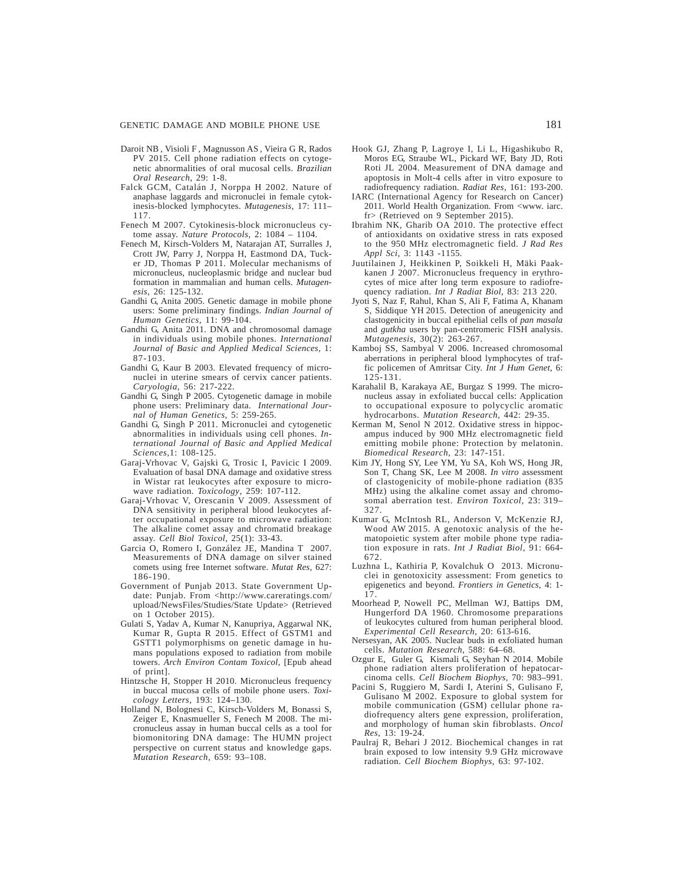Daroit NB , Visioli F , Magnusson AS , Vieira G R, Rados PV 2015. Cell phone radiation effects on cytogenetic abnormalities of oral mucosal cells. *Brazilian Oral Research*, 29: 1-8.

Falck GCM, Catalán J, Norppa H 2002. Nature of anaphase laggards and micronuclei in female cytokinesis-blocked lymphocytes. *Mutagenesis*, 17: 111–117.

Fenech M 2007. Cytokinesis-block micronucleus cytome assay. *Nature Protocols*, 2: 1084 – 1104.

Fenech M, Kirsch-Volders M, Natarajan AT, Surralles J, Crott JW, Parry J, Norppa H, Eastmond DA, Tucker JD, Thomas P 2011. Molecular mechanisms of micronucleus, nucleoplasmic bridge and nuclear bud formation in mammalian and human cells. *Mutagenesis*, 26: 125-132.

Gandhi G, Anita 2005. Genetic damage in mobile phone users: Some preliminary findings. *Indian Journal of Human Genetics*, 11: 99-104.

Gandhi G, Anita 2011. DNA and chromosomal damage in individuals using mobile phones. *International Journal of Basic and Applied Medical Sciences*, 1: 87-103.

Gandhi G, Kaur B 2003. Elevated frequency of micronuclei in uterine smears of cervix cancer patients. *Caryologia*, 56: 217-222.

Gandhi G, Singh P 2005. Cytogenetic damage in mobile phone users: Preliminary data. *International Journal of Human Genetics*, 5: 259-265.

Gandhi G, Singh P 2011. Micronuclei and cytogenetic abnormalities in individuals using cell phones. *International Journal of Basic and Applied Medical Sciences*,1: 108-125.

Garaj-Vrhovac V, Gajski G, Trosic I, Pavicic I 2009. Evaluation of basal DNA damage and oxidative stress in Wistar rat leukocytes after exposure to microwave radiation. *Toxicology*, 259: 107-112.

Garaj-Vrhovac V, Orescanin V 2009. Assessment of DNA sensitivity in peripheral blood leukocytes after occupational exposure to microwave radiation: The alkaline comet assay and chromatid breakage assay. *Cell Biol Toxicol*, 25(1): 33-43.

Garcia O, Romero I, González JE, Mandina T 2007. Measurements of DNA damage on silver stained comets using free Internet software. *Mutat Res*, 627: 186-190.

Government of Punjab 2013. State Government Update: Punjab. From <http://www.careratings.com/upload/NewsFiles/Studies/State Update> (Retrieved on 1 October 2015).

Gulati S, Yadav A, Kumar N, Kanupriya, Aggarwal NK, Kumar R, Gupta R 2015. Effect of GSTM1 and GSTT1 polymorphisms on genetic damage in humans populations exposed to radiation from mobile towers. *Arch Environ Contam Toxicol*, [Epub ahead of print].

Hintzsche H, Stopper H 2010. Micronucleus frequency in buccal mucosa cells of mobile phone users. *Toxicology Letters*, 193: 124–130.

Holland N, Bolognesi C, Kirsch-Volders M, Bonassi S, Zeiger E, Knasmueller S, Fenech M 2008. The micronucleus assay in human buccal cells as a tool for biomonitoring DNA damage: The HUMN project perspective on current status and knowledge gaps. *Mutation Research*, 659: 93–108.

Hook GJ, Zhang P, Lagroye I, Li L, Higashikubo R, Moros EG, Straube WL, Pickard WF, Baty JD, Roti Roti JL 2004. Measurement of DNA damage and apoptosis in Molt-4 cells after in vitro exposure to radiofrequency radiation. *Radiat Res*, 161: 193-200.

IARC (International Agency for Research on Cancer) 2011. World Health Organization. From <www. iarc. fr> (Retrieved on 9 September 2015).

Ibrahim NK, Gharib OA 2010. The protective effect of antioxidants on oxidative stress in rats exposed to the 950 MHz electromagnetic field. *J Rad Res Appl Sci*, 3: 1143 -1155.

Juutilainen J, Heikkinen P, Soikkeli H, Mäki Paakkanen J 2007. Micronucleus frequency in erythrocytes of mice after long term exposure to radiofrequency radiation. *Int J Radiat Biol*, 83: 213 220.

Jyoti S, Naz F, Rahul, Khan S, Ali F, Fatima A, Khanam S, Siddique YH 2015. Detection of aneugenicity and clastogenicity in buccal epithelial cells of *pan masala* and *gutkha* users by pan-centromeric FISH analysis. *Mutagenesis*, 30(2): 263-267.

Kamboj SS, Sambyal V 2006. Increased chromosomal aberrations in peripheral blood lymphocytes of traffic policemen of Amritsar City. *Int J Hum Genet*, 6: 125-131.

Karahalil B, Karakaya AE, Burgaz S 1999. The micronucleus assay in exfoliated buccal cells: Application to occupational exposure to polycyclic aromatic hydrocarbons. *Mutation Research*, 442: 29-35.

Kerman M, Senol N 2012. Oxidative stress in hippocampus induced by 900 MHz electromagnetic field emitting mobile phone: Protection by melatonin. *Biomedical Research*, 23: 147-151.

Kim JY, Hong SY, Lee YM, Yu SA, Koh WS, Hong JR, Son T, Chang SK, Lee M 2008. *In vitro* assessment of clastogenicity of mobile-phone radiation (835 MHz) using the alkaline comet assay and chromosomal aberration test. *Environ Toxicol*, 23: 319–327.

Kumar G, McIntosh RL, Anderson V, McKenzie RJ, Wood AW 2015. A genotoxic analysis of the hematopoietic system after mobile phone type radiation exposure in rats. *Int J Radiat Biol*, 91: 664-672.

Luzhna L, Kathiria P, Kovalchuk O 2013. Micronuclei in genotoxicity assessment: From genetics to epigenetics and beyond. *Frontiers in Genetics*, 4: 1-17.

Moorhead P, Nowell PC, Mellman WJ, Battips DM, Hungerford DA 1960. Chromosome preparations of leukocytes cultured from human peripheral blood. *Experimental Cell Research*, 20: 613-616.

Nersesyan, AK 2005. Nuclear buds in exfoliated human cells. *Mutation Research*, 588: 64–68.

Ozgur E, Guler G, Kismali G, Seyhan N 2014. Mobile phone radiation alters proliferation of hepatocarcinoma cells. *Cell Biochem Biophys*, 70: 983–991.

Pacini S, Ruggiero M, Sardi I, Aterini S, Gulisano F, Gulisano M 2002. Exposure to global system for mobile communication (GSM) cellular phone radiofrequency alters gene expression, proliferation, and morphology of human skin fibroblasts. *Oncol Res*, 13: 19-24.

Paulraj R, Behari J 2012. Biochemical changes in rat brain exposed to low intensity 9.9 GHz microwave radiation. *Cell Biochem Biophys*, 63: 97-102.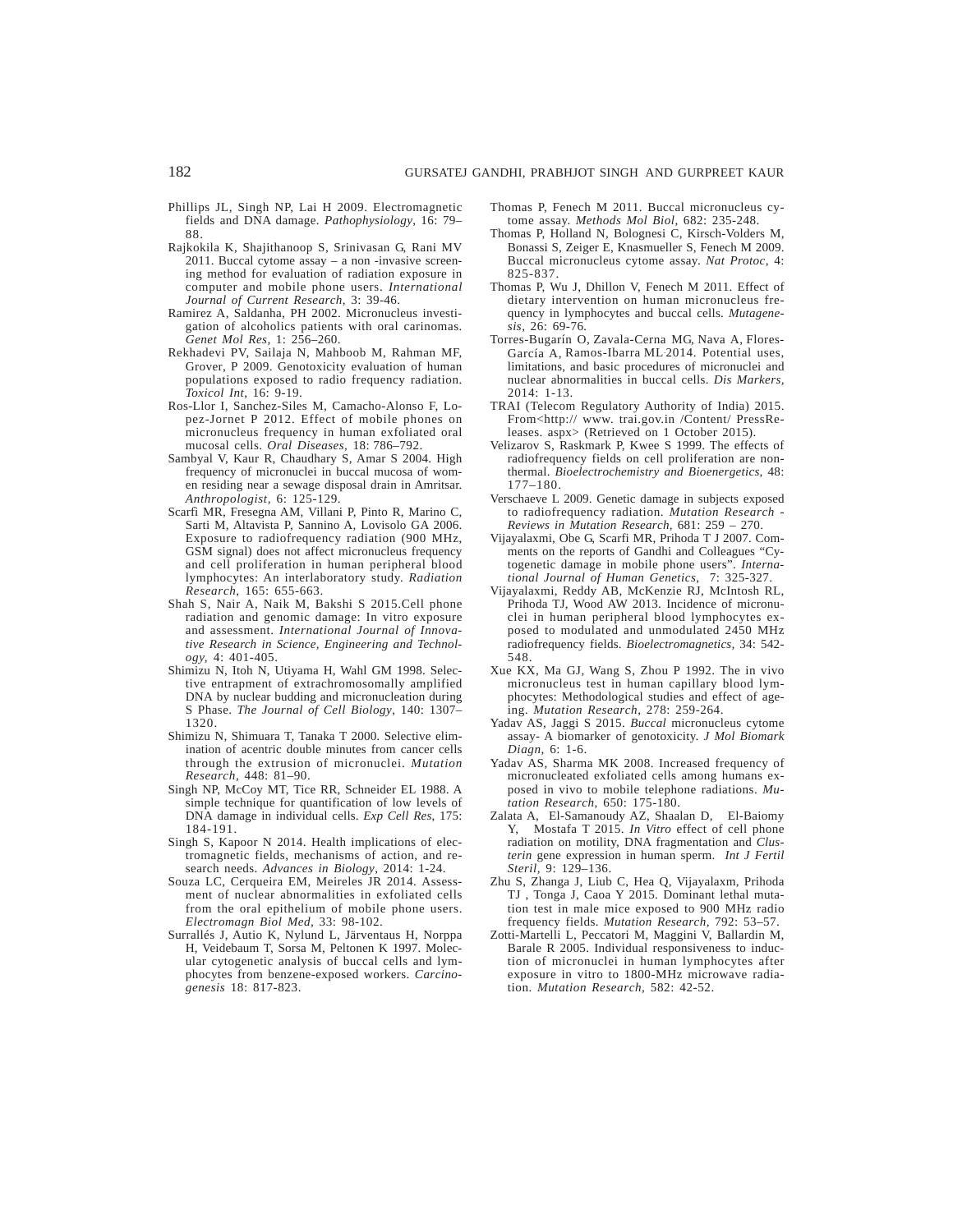Phillips JL, Singh NP, Lai H 2009. Electromagnetic fields and DNA damage. *Pathophysiology*, 16: 79–88.

Rajkokila K, Shajithanoop S, Srinivasan G, Rani MV 2011. Buccal cytome assay – a non -invasive screening method for evaluation of radiation exposure in computer and mobile phone users. *International Journal of Current Research*, 3: 39-46.

Ramirez A, Saldanha, PH 2002. Micronucleus investigation of alcoholics patients with oral carinomas. *Genet Mol Res*, 1: 256–260.

Rekhadevi PV, Sailaja N, Mahboob M, Rahman MF, Grover, P 2009. Genotoxicity evaluation of human populations exposed to radio frequency radiation. *Toxicol Int*, 16: 9-19.

Ros-Llor I, Sanchez-Siles M, Camacho-Alonso F, Lopez-Jornet P 2012. Effect of mobile phones on micronucleus frequency in human exfoliated oral mucosal cells. *Oral Diseases*, 18: 786–792.

Sambyal V, Kaur R, Chaudhary S, Amar S 2004. High frequency of micronuclei in buccal mucosa of women residing near a sewage disposal drain in Amritsar. *Anthropologist*, 6: 125-129.

Scarfì MR, Fresegna AM, Villani P, Pinto R, Marino C, Sarti M, Altavista P, Sannino A, Lovisolo GA 2006. Exposure to radiofrequency radiation (900 MHz, GSM signal) does not affect micronucleus frequency and cell proliferation in human peripheral blood lymphocytes: An interlaboratory study. *Radiation Research*, 165: 655-663.

Shah S, Nair A, Naik M, Bakshi S 2015.Cell phone radiation and genomic damage: In vitro exposure and assessment. *International Journal of Innovative Research in Science, Engineering and Technology*, 4: 401-405.

Shimizu N, Itoh N, Utiyama H, Wahl GM 1998. Selective entrapment of extrachromosomally amplified DNA by nuclear budding and micronucleation during S Phase. *The Journal of Cell Biology*, 140: 1307–1320.

Shimizu N, Shimuara T, Tanaka T 2000. Selective elimination of acentric double minutes from cancer cells through the extrusion of micronuclei. *Mutation Research*, 448: 81–90.

Singh NP, McCoy MT, Tice RR, Schneider EL 1988. A simple technique for quantification of low levels of DNA damage in individual cells. *Exp Cell Res*, 175: 184-191.

Singh S, Kapoor N 2014. Health implications of electromagnetic fields, mechanisms of action, and research needs. *Advances in Biology*, 2014: 1-24.

Souza LC, Cerqueira EM, Meireles JR 2014. Assessment of nuclear abnormalities in exfoliated cells from the oral epithelium of mobile phone users. *Electromagn Biol Med*, 33: 98-102.

Surrallés J, Autio K, Nylund L, Järventaus H, Norppa H, Veidebaum T, Sorsa M, Peltonen K 1997. Molecular cytogenetic analysis of buccal cells and lymphocytes from benzene-exposed workers. *Carcinogenesis* 18: 817-823.

Thomas P, Fenech M 2011. Buccal micronucleus cytome assay. *Methods Mol Biol*, 682: 235-248.

Thomas P, Holland N, Bolognesi C, Kirsch-Volders M, Bonassi S, Zeiger E, Knasmueller S, Fenech M 2009. Buccal micronucleus cytome assay. *Nat Protoc*, 4: 825-837.

Thomas P, Wu J, Dhillon V, Fenech M 2011. Effect of dietary intervention on human micronucleus frequency in lymphocytes and buccal cells. *Mutagenesis*, 26: 69-76.

Torres-Bugarín O, Zavala-Cerna MG, Nava A, Flores-García A, Ramos-Ibarra ML 2014. Potential uses, limitations, and basic procedures of micronuclei and nuclear abnormalities in buccal cells. *Dis Markers*, 2014: 1-13.

TRAI (Telecom Regulatory Authority of India) 2015. From<http:// www. trai.gov.in /Content/ PressReleases. aspx> (Retrieved on 1 October 2015).

Velizarov S, Raskmark P, Kwee S 1999. The effects of radiofrequency fields on cell proliferation are non-thermal. *Bioelectrochemistry and Bioenergetics*, 48: 177–180.

Verschaeve L 2009. Genetic damage in subjects exposed to radiofrequency radiation. *Mutation Research - Reviews in Mutation Research*, 681: 259 – 270.

Vijayalaxmi, Obe G, Scarfi MR, Prihoda T J 2007. Comments on the reports of Gandhi and Colleagues "Cytogenetic damage in mobile phone users". *International Journal of Human Genetics*, 7: 325-327.

Vijayalaxmi, Reddy AB, McKenzie RJ, McIntosh RL, Prihoda TJ, Wood AW 2013. Incidence of micronuclei in human peripheral blood lymphocytes exposed to modulated and unmodulated 2450 MHz radiofrequency fields. *Bioelectromagnetics*, 34: 542-548.

Xue KX, Ma GJ, Wang S, Zhou P 1992. The in vivo micronucleus test in human capillary blood lymphocytes: Methodological studies and effect of ageing. *Mutation Research*, 278: 259-264.

Yadav AS, Jaggi S 2015. *Buccal* micronucleus cytome assay- A biomarker of genotoxicity. *J Mol Biomark Diagn*, 6: 1-6.

Yadav AS, Sharma MK 2008. Increased frequency of micronucleated exfoliated cells among humans exposed in vivo to mobile telephone radiations. *Mutation Research*, 650: 175-180.

Zalata A, El-Samanoudy AZ, Shaalan D, El-Baiomy Y, Mostafa T 2015. *In Vitro* effect of cell phone radiation on motility, DNA fragmentation and *Clusterin* gene expression in human sperm. *Int J Fertil Steril*, 9: 129–136.

Zhu S, Zhanga J, Liub C, Hea Q, Vijayalaxm, Prihoda TJ , Tonga J, Caoa Y 2015. Dominant lethal mutation test in male mice exposed to 900 MHz radio frequency fields. *Mutation Research*, 792: 53–57.

Zotti-Martelli L, Peccatori M, Maggini V, Ballardin M, Barale R 2005. Individual responsiveness to induction of micronuclei in human lymphocytes after exposure in vitro to 1800-MHz microwave radiation. *Mutation Research*, 582: 42-52.